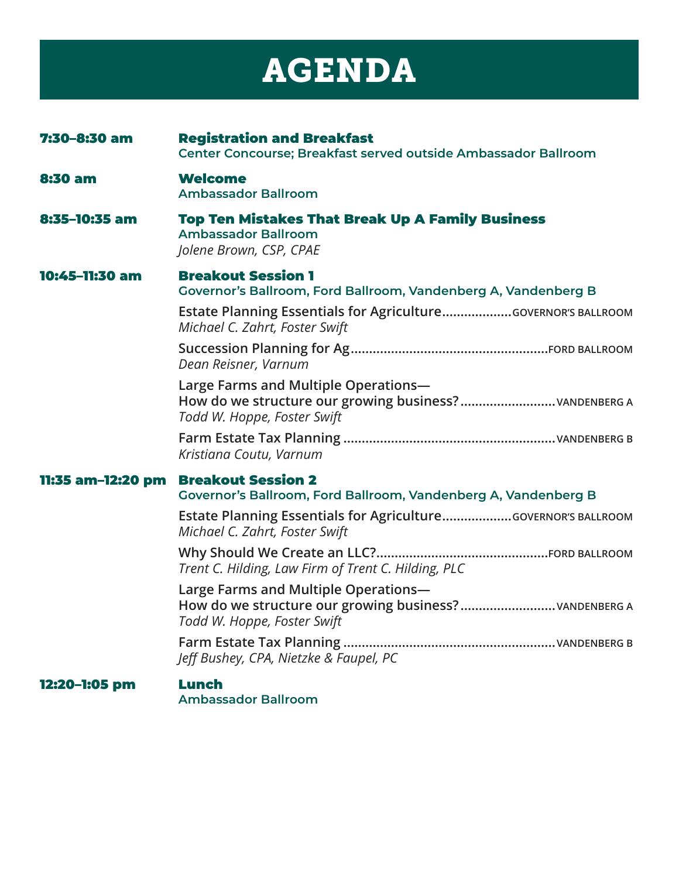# AGENDA

**7:30–8:30 am**

**Registration and Breakfast**
Center Concourse; Breakfast served outside Ambassador Ballroom

**8:30 am**

**Welcome**
Ambassador Ballroom

**8:35–10:35 am**

**Top Ten Mistakes That Break Up A Family Business**
Ambassador Ballroom
*Jolene Brown, CSP, CPAE*

**10:45–11:30 am**

**Breakout Session 1**
Governor's Ballroom, Ford Ballroom, Vandenberg A, Vandenberg B

- Estate Planning Essentials for Agriculture .................. GOVERNOR'S BALLROOM
  *Michael C. Zahrt, Foster Swift*
- Succession Planning for Ag .................. FORD BALLROOM
  *Dean Reisner, Varnum*
- Large Farms and Multiple Operations— How do we structure our growing business? .................. VANDENBERG A
  *Todd W. Hoppe, Foster Swift*
- Farm Estate Tax Planning .................. VANDENBERG B
  *Kristiana Coutu, Varnum*

**11:35 am–12:20 pm**

**Breakout Session 2**
Governor's Ballroom, Ford Ballroom, Vandenberg A, Vandenberg B

- Estate Planning Essentials for Agriculture .................. GOVERNOR'S BALLROOM
  *Michael C. Zahrt, Foster Swift*
- Why Should We Create an LLC? .................. FORD BALLROOM
  *Trent C. Hilding, Law Firm of Trent C. Hilding, PLC*
- Large Farms and Multiple Operations— How do we structure our growing business? .................. VANDENBERG A
  *Todd W. Hoppe, Foster Swift*
- Farm Estate Tax Planning .................. VANDENBERG B
  *Jeff Bushey, CPA, Nietzke & Faupel, PC*

**12:20–1:05 pm**

**Lunch**
Ambassador Ballroom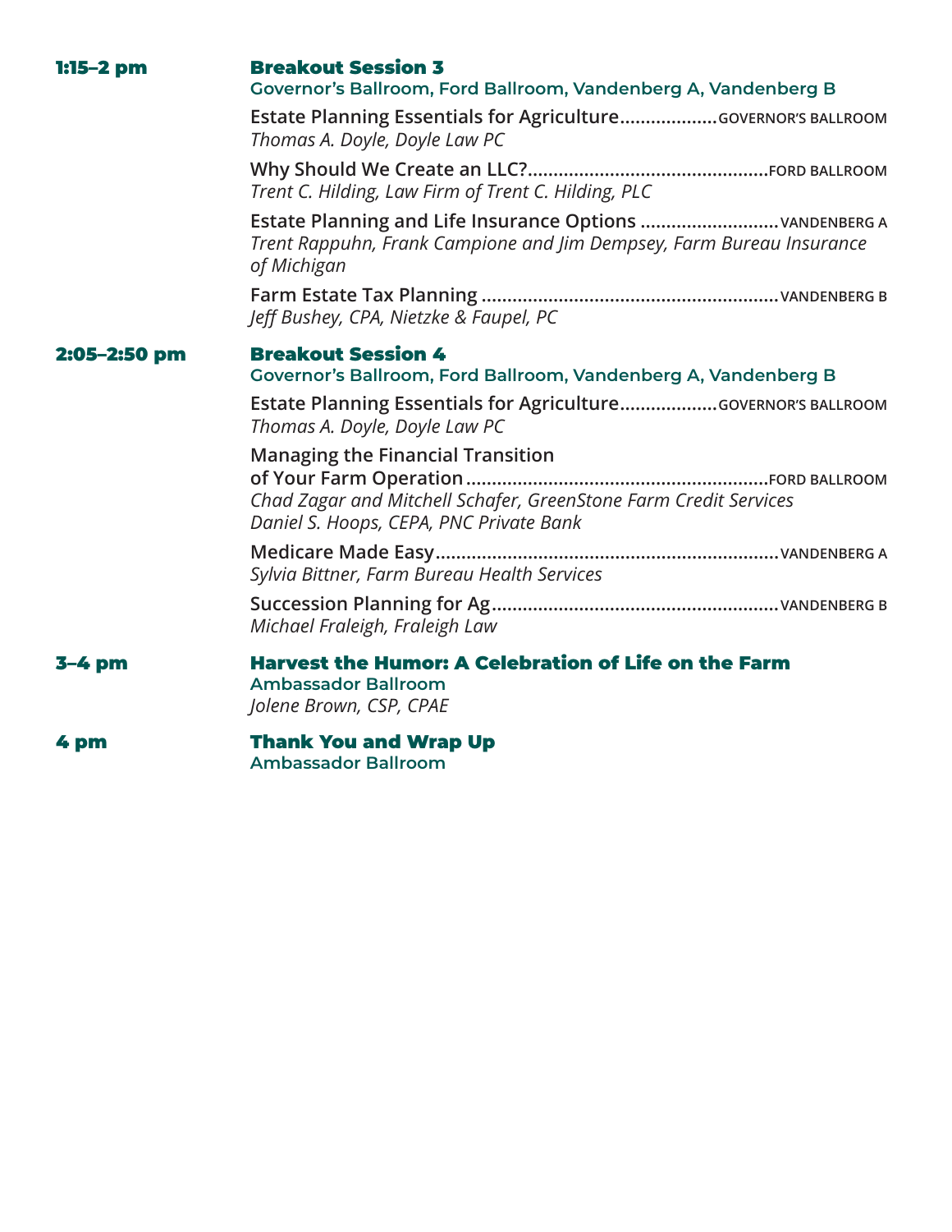**1:15–2 pm**

### Breakout Session 3

**Governor's Ballroom, Ford Ballroom, Vandenberg A, Vandenberg B**

**Estate Planning Essentials for Agriculture**..................GOVERNOR'S BALLROOM
*Thomas A. Doyle, Doyle Law PC*

**Why Should We Create an LLC?**..............................................FORD BALLROOM
*Trent C. Hilding, Law Firm of Trent C. Hilding, PLC*

**Estate Planning and Life Insurance Options** ..........................VANDENBERG A
*Trent Rappuhn, Frank Campione and Jim Dempsey, Farm Bureau Insurance of Michigan*

**Farm Estate Tax Planning** .........................................................VANDENBERG B
*Jeff Bushey, CPA, Nietzke & Faupel, PC*

**2:05–2:50 pm**

### Breakout Session 4

**Governor's Ballroom, Ford Ballroom, Vandenberg A, Vandenberg B**

**Estate Planning Essentials for Agriculture**..................GOVERNOR'S BALLROOM
*Thomas A. Doyle, Doyle Law PC*

**Managing the Financial Transition of Your Farm Operation**..........................................................FORD BALLROOM
*Chad Zagar and Mitchell Schafer, GreenStone Farm Credit Services*
*Daniel S. Hoops, CEPA, PNC Private Bank*

**Medicare Made Easy**.................................................................VANDENBERG A
*Sylvia Bittner, Farm Bureau Health Services*

**Succession Planning for Ag**.......................................................VANDENBERG B
*Michael Fraleigh, Fraleigh Law*

**3–4 pm**

### Harvest the Humor: A Celebration of Life on the Farm

**Ambassador Ballroom**
*Jolene Brown, CSP, CPAE*

**4 pm**

### Thank You and Wrap Up

**Ambassador Ballroom**